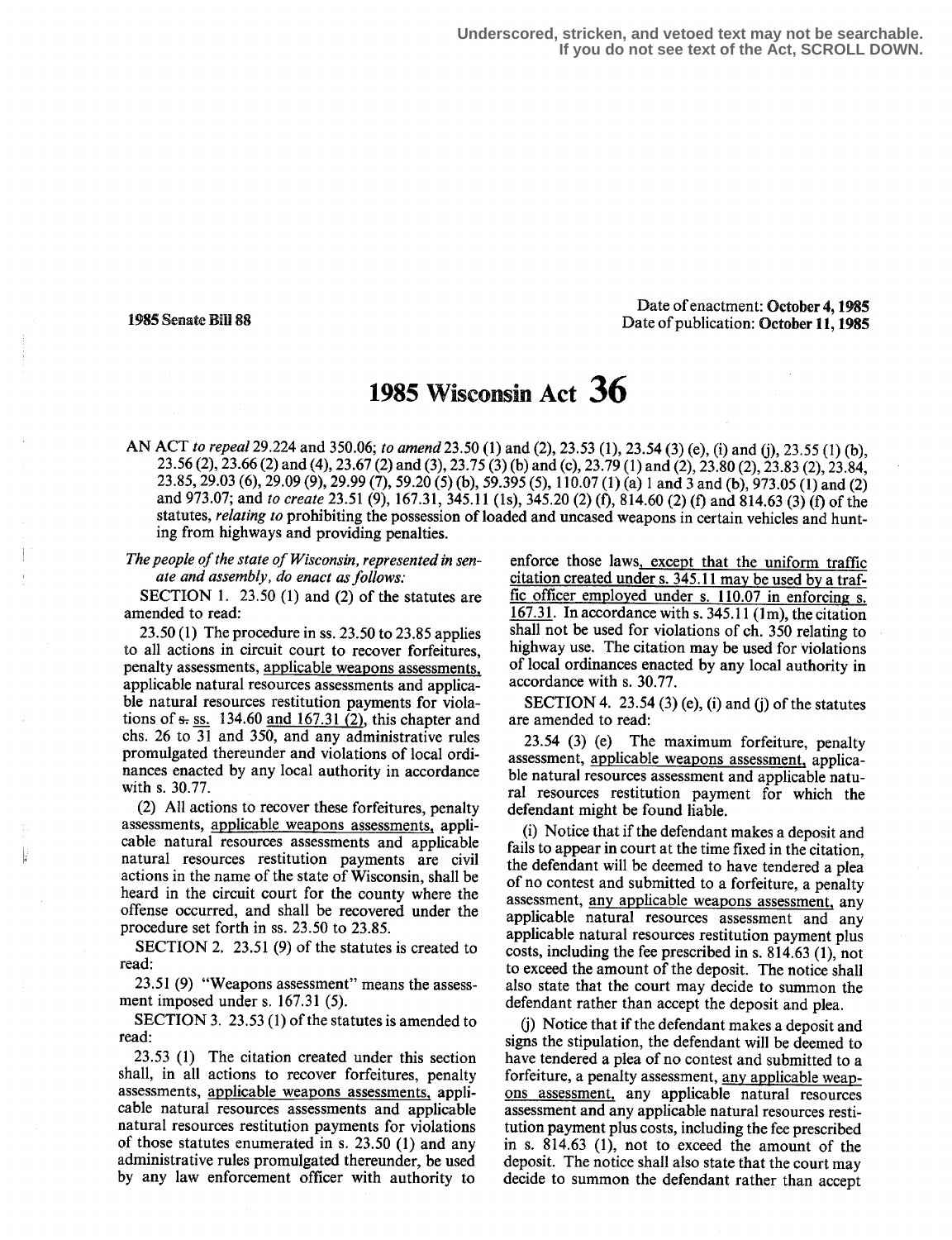Underscored, stricken, and vetoed text may not be searchable.
If you do not see text of the Act, SCROLL DOWN.

1985 Senate Bill 88

Date of enactment: **October 4, 1985**
Date of publication: **October 11, 1985**

# 1985 Wisconsin Act 36

AN ACT *to repeal* 29.224 and 350.06; *to amend* 23.50 (1) and (2), 23.53 (1), 23.54 (3) (e), (i) and (j), 23.55 (1) (b), 23.56 (2), 23.66 (2) and (4), 23.67 (2) and (3), 23.75 (3) (b) and (c), 23.79 (1) and (2), 23.80 (2), 23.83 (2), 23.84, 23.85, 29.03 (6), 29.09 (9), 29.99 (7), 59.20 (5) (b), 59.395 (5), 110.07 (1) (a) 1 and 3 and (b), 973.05 (1) and (2) and 973.07; and *to create* 23.51 (9), 167.31, 345.11 (1s), 345.20 (2) (f), 814.60 (2) (f) and 814.63 (3) (f) of the statutes, *relating to* prohibiting the possession of loaded and uncased weapons in certain vehicles and hunting from highways and providing penalties.

*The people of the state of Wisconsin, represented in senate and assembly, do enact as follows:*

SECTION 1. 23.50 (1) and (2) of the statutes are amended to read:

23.50 (1) The procedure in ss. 23.50 to 23.85 applies to all actions in circuit court to recover forfeitures, penalty assessments, applicable weapons assessments, applicable natural resources assessments and applicable natural resources restitution payments for violations of ~~s.~~ ss. 134.60 and 167.31 (2), this chapter and chs. 26 to 31 and 350, and any administrative rules promulgated thereunder and violations of local ordinances enacted by any local authority in accordance with s. 30.77.

(2) All actions to recover these forfeitures, penalty assessments, applicable weapons assessments, applicable natural resources assessments and applicable natural resources restitution payments are civil actions in the name of the state of Wisconsin, shall be heard in the circuit court for the county where the offense occurred, and shall be recovered under the procedure set forth in ss. 23.50 to 23.85.

SECTION 2. 23.51 (9) of the statutes is created to read:

23.51 (9) "Weapons assessment" means the assessment imposed under s. 167.31 (5).

SECTION 3. 23.53 (1) of the statutes is amended to read:

23.53 (1) The citation created under this section shall, in all actions to recover forfeitures, penalty assessments, applicable weapons assessments, applicable natural resources assessments and applicable natural resources restitution payments for violations of those statutes enumerated in s. 23.50 (1) and any administrative rules promulgated thereunder, be used by any law enforcement officer with authority to enforce those laws, except that the uniform traffic citation created under s. 345.11 may be used by a traffic officer employed under s. 110.07 in enforcing s. 167.31. In accordance with s. 345.11 (1m), the citation shall not be used for violations of ch. 350 relating to highway use. The citation may be used for violations of local ordinances enacted by any local authority in accordance with s. 30.77.

SECTION 4. 23.54 (3) (e), (i) and (j) of the statutes are amended to read:

23.54 (3) (e) The maximum forfeiture, penalty assessment, applicable weapons assessment, applicable natural resources assessment and applicable natural resources restitution payment for which the defendant might be found liable.

(i) Notice that if the defendant makes a deposit and fails to appear in court at the time fixed in the citation, the defendant will be deemed to have tendered a plea of no contest and submitted to a forfeiture, a penalty assessment, any applicable weapons assessment, any applicable natural resources assessment and any applicable natural resources restitution payment plus costs, including the fee prescribed in s. 814.63 (1), not to exceed the amount of the deposit. The notice shall also state that the court may decide to summon the defendant rather than accept the deposit and plea.

(j) Notice that if the defendant makes a deposit and signs the stipulation, the defendant will be deemed to have tendered a plea of no contest and submitted to a forfeiture, a penalty assessment, any applicable weapons assessment, any applicable natural resources assessment and any applicable natural resources restitution payment plus costs, including the fee prescribed in s. 814.63 (1), not to exceed the amount of the deposit. The notice shall also state that the court may decide to summon the defendant rather than accept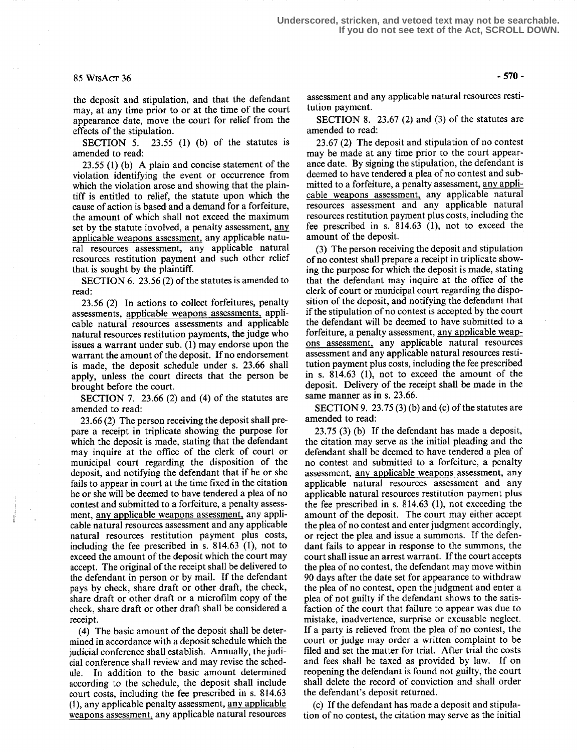the deposit and stipulation, and that the defendant may, at any time prior to or at the time of the court appearance date, move the court for relief from the effects of the stipulation.

SECTION 5. 23.55 (1) (b) of the statutes is amended to read:

23.55 (1) (b) A plain and concise statement of the violation identifying the event or occurrence from which the violation arose and showing that the plaintiff is entitled to relief, the statute upon which the cause of action is based and a demand for a forfeiture, the amount of which shall not exceed the maximum set by the statute involved, a penalty assessment, any applicable weapons assessment, any applicable natural resources assessment, any applicable natural resources restitution payment and such other relief that is sought by the plaintiff.

SECTION 6. 23.56 (2) of the statutes is amended to read:

23.56 (2) In actions to collect forfeitures, penalty assessments, applicable weapons assessments, applicable natural resources assessments and applicable natural resources restitution payments, the judge who issues a warrant under sub. (1) may endorse upon the warrant the amount of the deposit. If no endorsement is made, the deposit schedule under s. 23.66 shall apply, unless the court directs that the person be brought before the court.

SECTION 7. 23.66 (2) and (4) of the statutes are amended to read:

23.66 (2) The person receiving the deposit shall prepare a receipt in triplicate showing the purpose for which the deposit is made, stating that the defendant may inquire at the office of the clerk of court or municipal court regarding the disposition of the deposit, and notifying the defendant that if he or she fails to appear in court at the time fixed in the citation he or she will be deemed to have tendered a plea of no contest and submitted to a forfeiture, a penalty assessment, any applicable weapons assessment, any applicable natural resources assessment and any applicable natural resources restitution payment plus costs, including the fee prescribed in s. 814.63 (1), not to exceed the amount of the deposit which the court may accept. The original of the receipt shall be delivered to the defendant in person or by mail. If the defendant pays by check, share draft or other draft, the check, share draft or other draft or a microfilm copy of the check, share draft or other draft shall be considered a receipt.

(4) The basic amount of the deposit shall be determined in accordance with a deposit schedule which the judicial conference shall establish. Annually, the judicial conference shall review and may revise the schedule. In addition to the basic amount determined according to the schedule, the deposit shall include court costs, including the fee prescribed in s. 814.63 (1), any applicable penalty assessment, any applicable weapons assessment, any applicable natural resources assessment and any applicable natural resources restitution payment.

SECTION 8. 23.67 (2) and (3) of the statutes are amended to read:

23.67 (2) The deposit and stipulation of no contest may be made at any time prior to the court appearance date. By signing the stipulation, the defendant is deemed to have tendered a plea of no contest and submitted to a forfeiture, a penalty assessment, any applicable weapons assessment, any applicable natural resources assessment and any applicable natural resources restitution payment plus costs, including the fee prescribed in s. 814.63 (1), not to exceed the amount of the deposit.

(3) The person receiving the deposit and stipulation of no contest shall prepare a receipt in triplicate showing the purpose for which the deposit is made, stating that the defendant may inquire at the office of the clerk of court or municipal court regarding the disposition of the deposit, and notifying the defendant that if the stipulation of no contest is accepted by the court the defendant will be deemed to have submitted to a forfeiture, a penalty assessment, any applicable weapons assessment, any applicable natural resources assessment and any applicable natural resources restitution payment plus costs, including the fee prescribed in s. 814.63 (1), not to exceed the amount of the deposit. Delivery of the receipt shall be made in the same manner as in s. 23.66.

SECTION 9. 23.75 (3) (b) and (c) of the statutes are amended to read:

23.75 (3) (b) If the defendant has made a deposit, the citation may serve as the initial pleading and the defendant shall be deemed to have tendered a plea of no contest and submitted to a forfeiture, a penalty assessment, any applicable weapons assessment, any applicable natural resources assessment and any applicable natural resources restitution payment plus the fee prescribed in s. 814.63 (1), not exceeding the amount of the deposit. The court may either accept the plea of no contest and enter judgment accordingly, or reject the plea and issue a summons. If the defendant fails to appear in response to the summons, the court shall issue an arrest warrant. If the court accepts the plea of no contest, the defendant may move within 90 days after the date set for appearance to withdraw the plea of no contest, open the judgment and enter a plea of not guilty if the defendant shows to the satisfaction of the court that failure to appear was due to mistake, inadvertence, surprise or excusable neglect. If a party is relieved from the plea of no contest, the court or judge may order a written complaint to be filed and set the matter for trial. After trial the costs and fees shall be taxed as provided by law. If on reopening the defendant is found not guilty, the court shall delete the record of conviction and shall order the defendant's deposit returned.

(c) If the defendant has made a deposit and stipulation of no contest, the citation may serve as the initial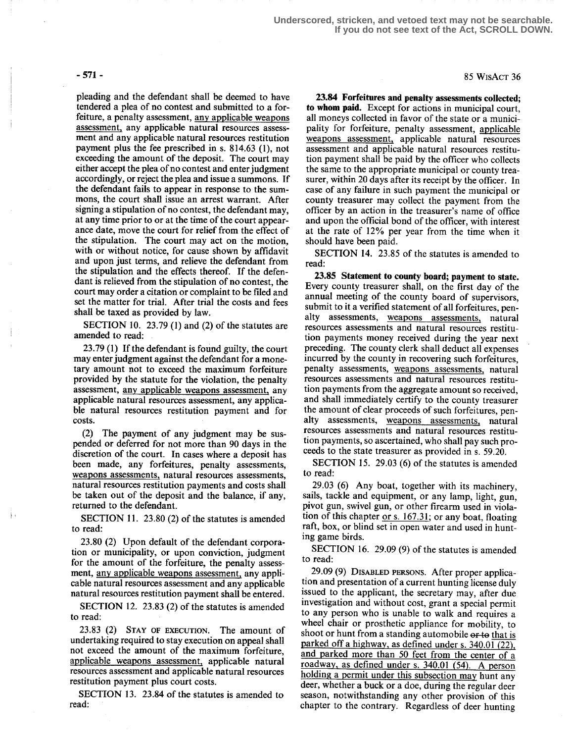pleading and the defendant shall be deemed to have tendered a plea of no contest and submitted to a forfeiture, a penalty assessment, any applicable weapons assessment, any applicable natural resources assessment and any applicable natural resources restitution payment plus the fee prescribed in s. 814.63 (1), not exceeding the amount of the deposit. The court may either accept the plea of no contest and enter judgment accordingly, or reject the plea and issue a summons. If the defendant fails to appear in response to the summons, the court shall issue an arrest warrant. After signing a stipulation of no contest, the defendant may, at any time prior to or at the time of the court appearance date, move the court for relief from the effect of the stipulation. The court may act on the motion, with or without notice, for cause shown by affidavit and upon just terms, and relieve the defendant from the stipulation and the effects thereof. If the defendant is relieved from the stipulation of no contest, the court may order a citation or complaint to be filed and set the matter for trial. After trial the costs and fees shall be taxed as provided by law.

SECTION 10. 23.79 (1) and (2) of the statutes are amended to read:

23.79 (1) If the defendant is found guilty, the court may enter judgment against the defendant for a monetary amount not to exceed the maximum forfeiture provided by the statute for the violation, the penalty assessment, any applicable weapons assessment, any applicable natural resources assessment, any applicable natural resources restitution payment and for costs.

(2) The payment of any judgment may be suspended or deferred for not more than 90 days in the discretion of the court. In cases where a deposit has been made, any forfeitures, penalty assessments, weapons assessments, natural resources assessments, natural resources restitution payments and costs shall be taken out of the deposit and the balance, if any, returned to the defendant.

SECTION 11. 23.80 (2) of the statutes is amended to read:

23.80 (2) Upon default of the defendant corporation or municipality, or upon conviction, judgment for the amount of the forfeiture, the penalty assessment, any applicable weapons assessment, any applicable natural resources assessment and any applicable natural resources restitution payment shall be entered.

SECTION 12. 23.83 (2) of the statutes is amended to read:

23.83 (2) STAY OF EXECUTION. The amount of undertaking required to stay execution on appeal shall not exceed the amount of the maximum forfeiture, applicable weapons assessment, applicable natural resources assessment and applicable natural resources restitution payment plus court costs.

SECTION 13. 23.84 of the statutes is amended to read:

**23.84 Forfeitures and penalty assessments collected; to whom paid.** Except for actions in municipal court, all moneys collected in favor of the state or a municipality for forfeiture, penalty assessment, applicable weapons assessment, applicable natural resources assessment and applicable natural resources restitution payment shall be paid by the officer who collects the same to the appropriate municipal or county treasurer, within 20 days after its receipt by the officer. In case of any failure in such payment the municipal or county treasurer may collect the payment from the officer by an action in the treasurer's name of office and upon the official bond of the officer, with interest at the rate of 12% per year from the time when it should have been paid.

SECTION 14. 23.85 of the statutes is amended to read:

**23.85 Statement to county board; payment to state.** Every county treasurer shall, on the first day of the annual meeting of the county board of supervisors, submit to it a verified statement of all forfeitures, penalty assessments, weapons assessments, natural resources assessments and natural resources restitution payments money received during the year next preceding. The county clerk shall deduct all expenses incurred by the county in recovering such forfeitures, penalty assessments, weapons assessments, natural resources assessments and natural resources restitution payments from the aggregate amount so received, and shall immediately certify to the county treasurer the amount of clear proceeds of such forfeitures, penalty assessments, weapons assessments, natural resources assessments and natural resources restitution payments, so ascertained, who shall pay such proceeds to the state treasurer as provided in s. 59.20.

SECTION 15. 29.03 (6) of the statutes is amended to read:

29.03 (6) Any boat, together with its machinery, sails, tackle and equipment, or any lamp, light, gun, pivot gun, swivel gun, or other firearm used in violation of this chapter or s. 167.31; or any boat, floating raft, box, or blind set in open water and used in hunting game birds.

SECTION 16. 29.09 (9) of the statutes is amended to read:

29.09 (9) DISABLED PERSONS. After proper application and presentation of a current hunting license duly issued to the applicant, the secretary may, after due investigation and without cost, grant a special permit to any person who is unable to walk and requires a wheel chair or prosthetic appliance for mobility, to shoot or hunt from a standing automobile ~~or to~~ that is parked off a highway, as defined under s. 340.01 (22), and parked more than 50 feet from the center of a roadway, as defined under s. 340.01 (54). A person holding a permit under this subsection may hunt any deer, whether a buck or a doe, during the regular deer season, notwithstanding any other provision of this chapter to the contrary. Regardless of deer hunting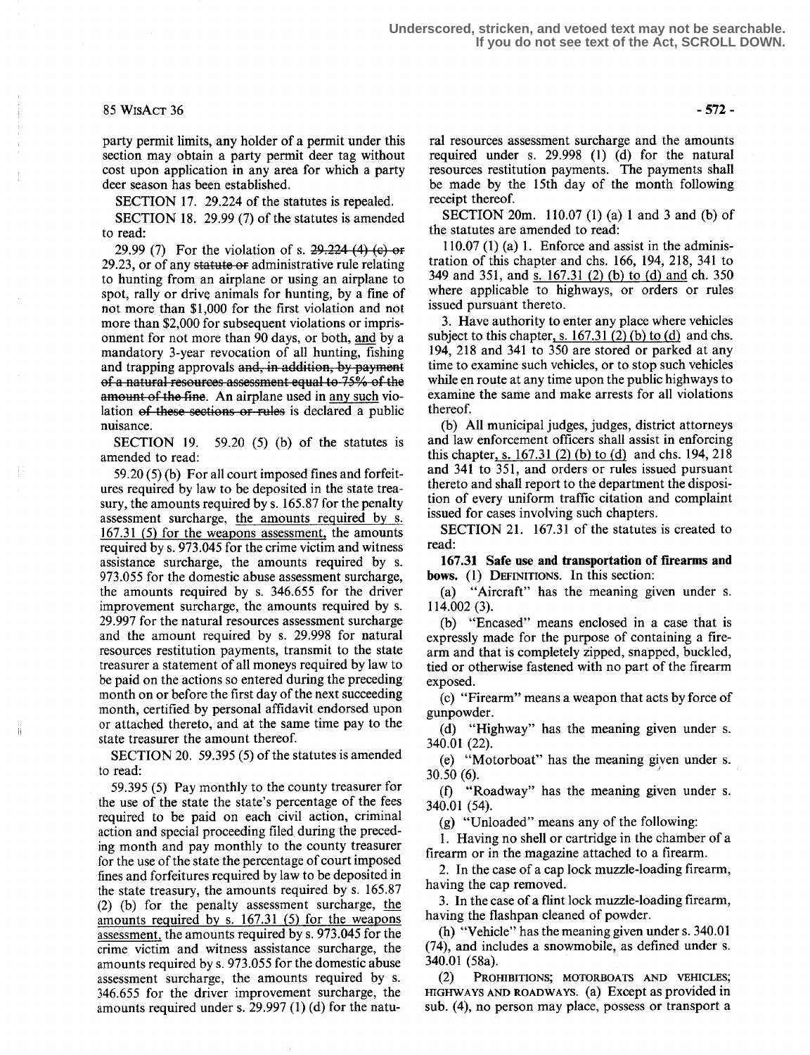party permit limits, any holder of a permit under this section may obtain a party permit deer tag without cost upon application in any area for which a party deer season has been established.

SECTION 17. 29.224 of the statutes is repealed.

SECTION 18. 29.99 (7) of the statutes is amended to read:

29.99 (7) For the violation of s. ~~29.224 (4) (c) or~~ 29.23, or of any ~~statute or~~ administrative rule relating to hunting from an airplane or using an airplane to spot, rally or drive animals for hunting, by a fine of not more than $1,000 for the first violation and not more than $2,000 for subsequent violations or imprisonment for not more than 90 days, or both, and by a mandatory 3-year revocation of all hunting, fishing and trapping approvals ~~and, in addition, by payment of a natural resources assessment equal to 75% of the amount of the fine~~. An airplane used in any such violation ~~of these sections or rules~~ is declared a public nuisance.

SECTION 19. 59.20 (5) (b) of the statutes is amended to read:

59.20 (5) (b) For all court imposed fines and forfeitures required by law to be deposited in the state treasury, the amounts required by s. 165.87 for the penalty assessment surcharge, the amounts required by s. 167.31 (5) for the weapons assessment, the amounts required by s. 973.045 for the crime victim and witness assistance surcharge, the amounts required by s. 973.055 for the domestic abuse assessment surcharge, the amounts required by s. 346.655 for the driver improvement surcharge, the amounts required by s. 29.997 for the natural resources assessment surcharge and the amount required by s. 29.998 for natural resources restitution payments, transmit to the state treasurer a statement of all moneys required by law to be paid on the actions so entered during the preceding month on or before the first day of the next succeeding month, certified by personal affidavit endorsed upon or attached thereto, and at the same time pay to the state treasurer the amount thereof.

SECTION 20. 59.395 (5) of the statutes is amended to read:

59.395 (5) Pay monthly to the county treasurer for the use of the state the state's percentage of the fees required to be paid on each civil action, criminal action and special proceeding filed during the preceding month and pay monthly to the county treasurer for the use of the state the percentage of court imposed fines and forfeitures required by law to be deposited in the state treasury, the amounts required by s. 165.87 (2) (b) for the penalty assessment surcharge, the amounts required by s. 167.31 (5) for the weapons assessment, the amounts required by s. 973.045 for the crime victim and witness assistance surcharge, the amounts required by s. 973.055 for the domestic abuse assessment surcharge, the amounts required by s. 346.655 for the driver improvement surcharge, the amounts required under s. 29.997 (1) (d) for the natural resources assessment surcharge and the amounts required under s. 29.998 (1) (d) for the natural resources restitution payments. The payments shall be made by the 15th day of the month following receipt thereof.

SECTION 20m. 110.07 (1) (a) 1 and 3 and (b) of the statutes are amended to read:

110.07 (1) (a) 1. Enforce and assist in the administration of this chapter and chs. 166, 194, 218, 341 to 349 and 351, and s. 167.31 (2) (b) to (d) and ch. 350 where applicable to highways, or orders or rules issued pursuant thereto.

3. Have authority to enter any place where vehicles subject to this chapter, s. 167.31 (2) (b) to (d) and chs. 194, 218 and 341 to 350 are stored or parked at any time to examine such vehicles, or to stop such vehicles while en route at any time upon the public highways to examine the same and make arrests for all violations thereof.

(b) All municipal judges, judges, district attorneys and law enforcement officers shall assist in enforcing this chapter, s. 167.31 (2) (b) to (d) and chs. 194, 218 and 341 to 351, and orders or rules issued pursuant thereto and shall report to the department the disposition of every uniform traffic citation and complaint issued for cases involving such chapters.

SECTION 21. 167.31 of the statutes is created to read:

**167.31 Safe use and transportation of firearms and bows.** (1) DEFINITIONS. In this section:

(a) "Aircraft" has the meaning given under s. 114.002 (3).

(b) "Encased" means enclosed in a case that is expressly made for the purpose of containing a firearm and that is completely zipped, snapped, buckled, tied or otherwise fastened with no part of the firearm exposed.

(c) "Firearm" means a weapon that acts by force of gunpowder.

(d) "Highway" has the meaning given under s. 340.01 (22).

(e) "Motorboat" has the meaning given under s. 30.50 (6).

(f) "Roadway" has the meaning given under s. 340.01 (54).

(g) "Unloaded" means any of the following:

1. Having no shell or cartridge in the chamber of a firearm or in the magazine attached to a firearm.

2. In the case of a cap lock muzzle-loading firearm, having the cap removed.

3. In the case of a flint lock muzzle-loading firearm, having the flashpan cleaned of powder.

(h) "Vehicle" has the meaning given under s. 340.01 (74), and includes a snowmobile, as defined under s. 340.01 (58a).

(2) PROHIBITIONS; MOTORBOATS AND VEHICLES; HIGHWAYS AND ROADWAYS. (a) Except as provided in sub. (4), no person may place, possess or transport a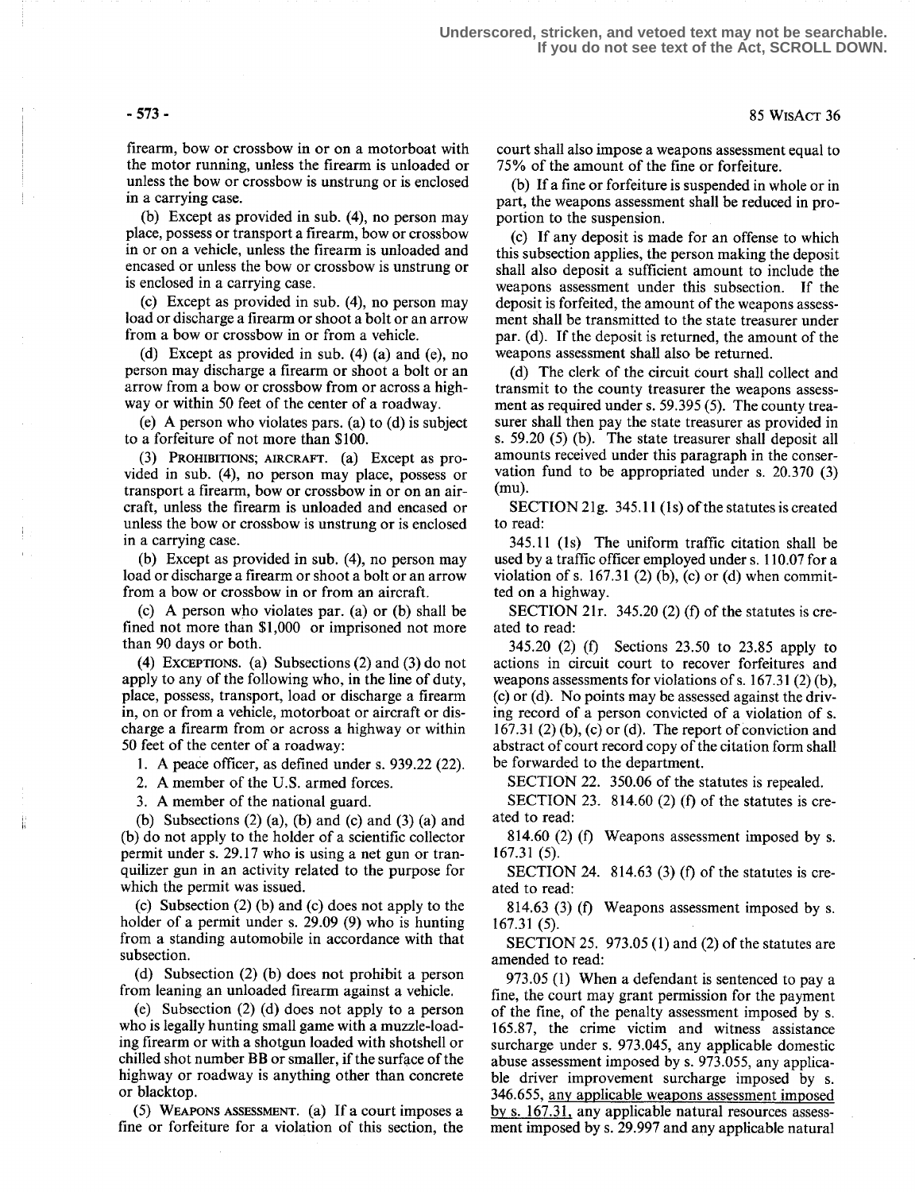firearm, bow or crossbow in or on a motorboat with the motor running, unless the firearm is unloaded or unless the bow or crossbow is unstrung or is enclosed in a carrying case.

(b) Except as provided in sub. (4), no person may place, possess or transport a firearm, bow or crossbow in or on a vehicle, unless the firearm is unloaded and encased or unless the bow or crossbow is unstrung or is enclosed in a carrying case.

(c) Except as provided in sub. (4), no person may load or discharge a firearm or shoot a bolt or an arrow from a bow or crossbow in or from a vehicle.

(d) Except as provided in sub. (4) (a) and (e), no person may discharge a firearm or shoot a bolt or an arrow from a bow or crossbow from or across a highway or within 50 feet of the center of a roadway.

(e) A person who violates pars. (a) to (d) is subject to a forfeiture of not more than $100.

(3) PROHIBITIONS; AIRCRAFT. (a) Except as provided in sub. (4), no person may place, possess or transport a firearm, bow or crossbow in or on an aircraft, unless the firearm is unloaded and encased or unless the bow or crossbow is unstrung or is enclosed in a carrying case.

(b) Except as provided in sub. (4), no person may load or discharge a firearm or shoot a bolt or an arrow from a bow or crossbow in or from an aircraft.

(c) A person who violates par. (a) or (b) shall be fined not more than $1,000 or imprisoned not more than 90 days or both.

(4) EXCEPTIONS. (a) Subsections (2) and (3) do not apply to any of the following who, in the line of duty, place, possess, transport, load or discharge a firearm in, on or from a vehicle, motorboat or aircraft or discharge a firearm from or across a highway or within 50 feet of the center of a roadway:

1. A peace officer, as defined under s. 939.22 (22).
2. A member of the U.S. armed forces.
3. A member of the national guard.

(b) Subsections (2) (a), (b) and (c) and (3) (a) and (b) do not apply to the holder of a scientific collector permit under s. 29.17 who is using a net gun or tranquilizer gun in an activity related to the purpose for which the permit was issued.

(c) Subsection (2) (b) and (c) does not apply to the holder of a permit under s. 29.09 (9) who is hunting from a standing automobile in accordance with that subsection.

(d) Subsection (2) (b) does not prohibit a person from leaning an unloaded firearm against a vehicle.

(e) Subsection (2) (d) does not apply to a person who is legally hunting small game with a muzzle-loading firearm or with a shotgun loaded with shotshell or chilled shot number BB or smaller, if the surface of the highway or roadway is anything other than concrete or blacktop.

(5) WEAPONS ASSESSMENT. (a) If a court imposes a fine or forfeiture for a violation of this section, the court shall also impose a weapons assessment equal to 75% of the amount of the fine or forfeiture.

(b) If a fine or forfeiture is suspended in whole or in part, the weapons assessment shall be reduced in proportion to the suspension.

(c) If any deposit is made for an offense to which this subsection applies, the person making the deposit shall also deposit a sufficient amount to include the weapons assessment under this subsection. If the deposit is forfeited, the amount of the weapons assessment shall be transmitted to the state treasurer under par. (d). If the deposit is returned, the amount of the weapons assessment shall also be returned.

(d) The clerk of the circuit court shall collect and transmit to the county treasurer the weapons assessment as required under s. 59.395 (5). The county treasurer shall then pay the state treasurer as provided in s. 59.20 (5) (b). The state treasurer shall deposit all amounts received under this paragraph in the conservation fund to be appropriated under s. 20.370 (3) (mu).

SECTION 21g. 345.11 (1s) of the statutes is created to read:

345.11 (1s) The uniform traffic citation shall be used by a traffic officer employed under s. 110.07 for a violation of s. 167.31 (2) (b), (c) or (d) when committed on a highway.

SECTION 21r. 345.20 (2) (f) of the statutes is created to read:

345.20 (2) (f) Sections 23.50 to 23.85 apply to actions in circuit court to recover forfeitures and weapons assessments for violations of s. 167.31 (2) (b), (c) or (d). No points may be assessed against the driving record of a person convicted of a violation of s. 167.31 (2) (b), (c) or (d). The report of conviction and abstract of court record copy of the citation form shall be forwarded to the department.

SECTION 22. 350.06 of the statutes is repealed.

SECTION 23. 814.60 (2) (f) of the statutes is created to read:

814.60 (2) (f) Weapons assessment imposed by s. 167.31 (5).

SECTION 24. 814.63 (3) (f) of the statutes is created to read:

814.63 (3) (f) Weapons assessment imposed by s. 167.31 (5).

SECTION 25. 973.05 (1) and (2) of the statutes are amended to read:

973.05 (1) When a defendant is sentenced to pay a fine, the court may grant permission for the payment of the fine, of the penalty assessment imposed by s. 165.87, the crime victim and witness assistance surcharge under s. 973.045, any applicable domestic abuse assessment imposed by s. 973.055, any applicable driver improvement surcharge imposed by s. 346.655, <u>any applicable weapons assessment imposed by s. 167.31,</u> any applicable natural resources assessment imposed by s. 29.997 and any applicable natural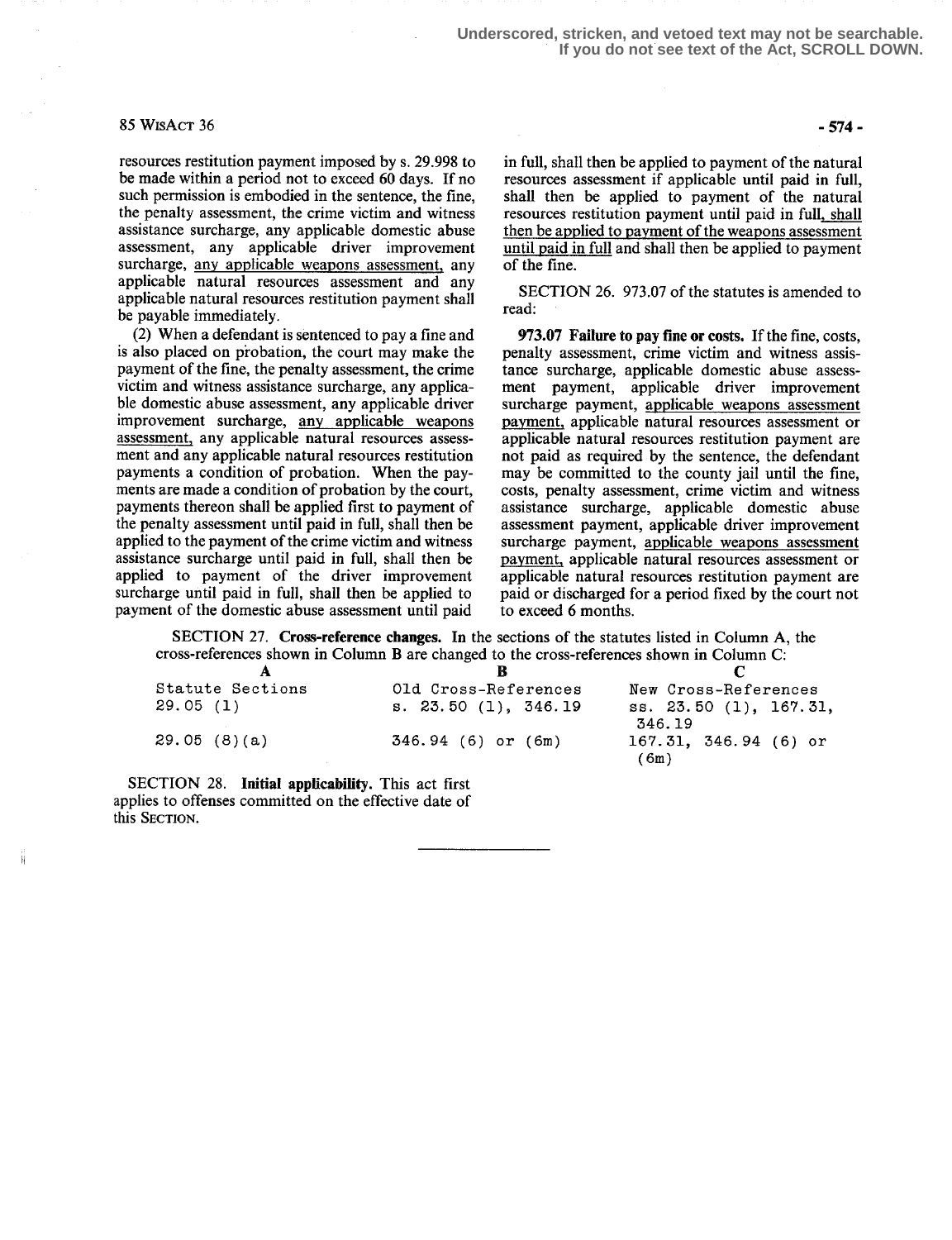resources restitution payment imposed by s. 29.998 to be made within a period not to exceed 60 days. If no such permission is embodied in the sentence, the fine, the penalty assessment, the crime victim and witness assistance surcharge, any applicable domestic abuse assessment, any applicable driver improvement surcharge, any applicable weapons assessment, any applicable natural resources assessment and any applicable natural resources restitution payment shall be payable immediately.

(2) When a defendant is sentenced to pay a fine and is also placed on probation, the court may make the payment of the fine, the penalty assessment, the crime victim and witness assistance surcharge, any applicable domestic abuse assessment, any applicable driver improvement surcharge, any applicable weapons assessment, any applicable natural resources assessment and any applicable natural resources restitution payments a condition of probation. When the payments are made a condition of probation by the court, payments thereon shall be applied first to payment of the penalty assessment until paid in full, shall then be applied to the payment of the crime victim and witness assistance surcharge until paid in full, shall then be applied to payment of the driver improvement surcharge until paid in full, shall then be applied to payment of the domestic abuse assessment until paid in full, shall then be applied to payment of the natural resources assessment if applicable until paid in full, shall then be applied to payment of the natural resources restitution payment until paid in full, shall then be applied to payment of the weapons assessment until paid in full and shall then be applied to payment of the fine.

SECTION 26. 973.07 of the statutes is amended to read:

**973.07 Failure to pay fine or costs.** If the fine, costs, penalty assessment, crime victim and witness assistance surcharge, applicable domestic abuse assessment payment, applicable driver improvement surcharge payment, applicable weapons assessment payment, applicable natural resources assessment or applicable natural resources restitution payment are not paid as required by the sentence, the defendant may be committed to the county jail until the fine, costs, penalty assessment, crime victim and witness assistance surcharge, applicable domestic abuse assessment payment, applicable driver improvement surcharge payment, applicable weapons assessment payment, applicable natural resources assessment or applicable natural resources restitution payment are paid or discharged for a period fixed by the court not to exceed 6 months.

SECTION 27. **Cross-reference changes.** In the sections of the statutes listed in Column A, the cross-references shown in Column B are changed to the cross-references shown in Column C:

| A | B | C |
|---|---|---|
| Statute Sections | Old Cross-References | New Cross-References |
| 29.05 (1) | s. 23.50 (1), 346.19 | ss. 23.50 (1), 167.31, 346.19 |
| 29.05 (8)(a) | 346.94 (6) or (6m) | 167.31, 346.94 (6) or (6m) |

SECTION 28. **Initial applicability.** This act first applies to offenses committed on the effective date of this SECTION.